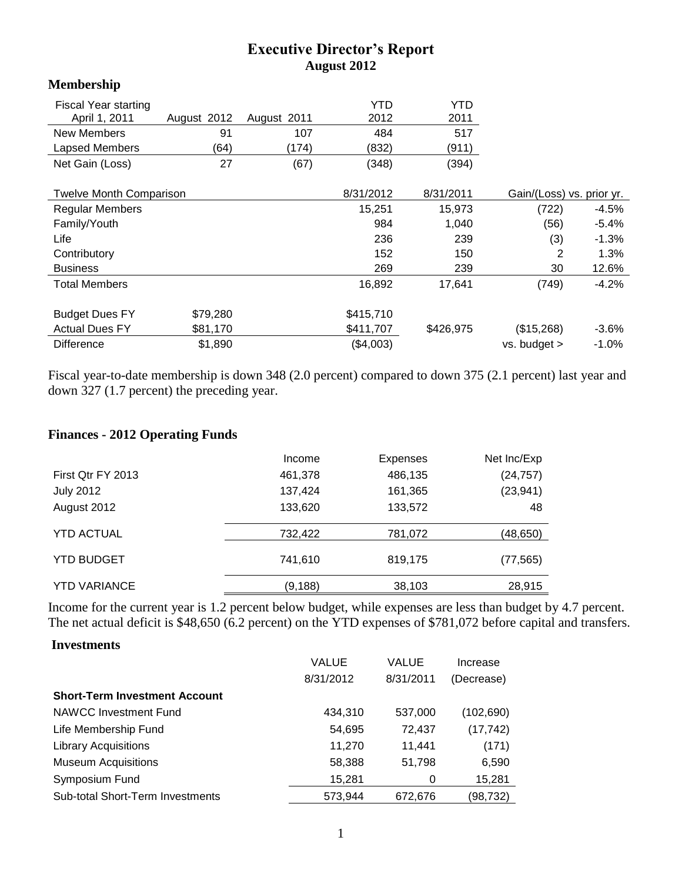# Executive Director's Report
## August 2012

### Membership

| Fiscal Year starting April 1, 2011 | August 2012 | August 2011 | YTD 2012 | YTD 2011 |
|---|---|---|---|---|
| New Members | 91 | 107 | 484 | 517 |
| Lapsed Members | (64) | (174) | (832) | (911) |
| Net Gain (Loss) | 27 | (67) | (348) | (394) |

| Twelve Month Comparison | | | 8/31/2012 | 8/31/2011 | Gain/(Loss) vs. prior yr. | |
|---|---|---|---|---|---|---|
| Regular Members | | | 15,251 | 15,973 | (722) | -4.5% |
| Family/Youth | | | 984 | 1,040 | (56) | -5.4% |
| Life | | | 236 | 239 | (3) | -1.3% |
| Contributory | | | 152 | 150 | 2 | 1.3% |
| Business | | | 269 | 239 | 30 | 12.6% |
| Total Members | | | 16,892 | 17,641 | (749) | -4.2% |
| | | | | | | |
| Budget Dues FY | $79,280 | | $415,710 | | | |
| Actual Dues FY | $81,170 | | $411,707 | $426,975 | ($15,268) | -3.6% |
| Difference | $1,890 | | ($4,003) | | vs. budget > | -1.0% |

Fiscal year-to-date membership is down 348 (2.0 percent) compared to down 375 (2.1 percent) last year and down 327 (1.7 percent) the preceding year.

### Finances - 2012 Operating Funds

| | Income | Expenses | Net Inc/Exp |
|---|---|---|---|
| First Qtr FY 2013 | 461,378 | 486,135 | (24,757) |
| July 2012 | 137,424 | 161,365 | (23,941) |
| August 2012 | 133,620 | 133,572 | 48 |
| YTD ACTUAL | 732,422 | 781,072 | (48,650) |
| YTD BUDGET | 741,610 | 819,175 | (77,565) |
| YTD VARIANCE | (9,188) | 38,103 | 28,915 |

Income for the current year is 1.2 percent below budget, while expenses are less than budget by 4.7 percent. The net actual deficit is $48,650 (6.2 percent) on the YTD expenses of $781,072 before capital and transfers.

### Investments

| | VALUE 8/31/2012 | VALUE 8/31/2011 | Increase (Decrease) |
|---|---|---|---|
| **Short-Term Investment Account** | | | |
| NAWCC Investment Fund | 434,310 | 537,000 | (102,690) |
| Life Membership Fund | 54,695 | 72,437 | (17,742) |
| Library Acquisitions | 11,270 | 11,441 | (171) |
| Museum Acquisitions | 58,388 | 51,798 | 6,590 |
| Symposium Fund | 15,281 | 0 | 15,281 |
| Sub-total Short-Term Investments | 573,944 | 672,676 | (98,732) |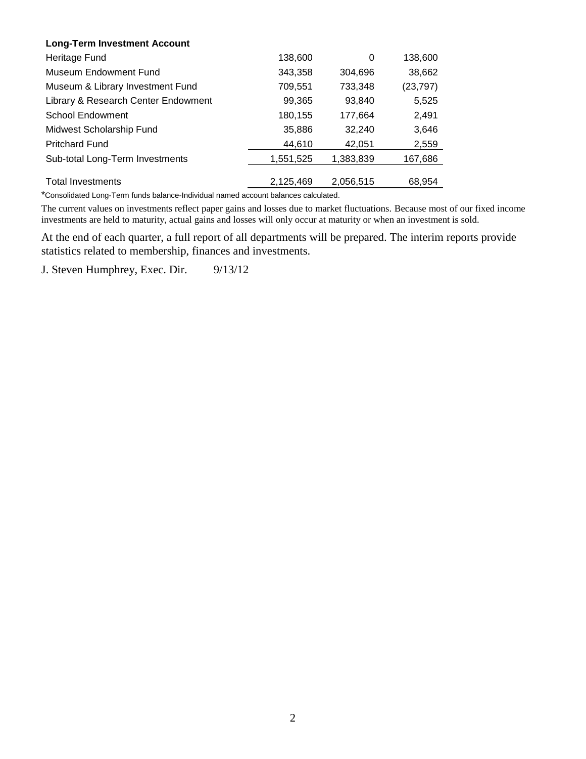**Long-Term Investment Account**

| | | | |
|---|---|---|---|
| Heritage Fund | 138,600 | 0 | 138,600 |
| Museum Endowment Fund | 343,358 | 304,696 | 38,662 |
| Museum & Library Investment Fund | 709,551 | 733,348 | (23,797) |
| Library & Research Center Endowment | 99,365 | 93,840 | 5,525 |
| School Endowment | 180,155 | 177,664 | 2,491 |
| Midwest Scholarship Fund | 35,886 | 32,240 | 3,646 |
| Pritchard Fund | 44,610 | 42,051 | 2,559 |
| Sub-total Long-Term Investments | 1,551,525 | 1,383,839 | 167,686 |
| Total Investments | 2,125,469 | 2,056,515 | 68,954 |

*Consolidated Long-Term funds balance-Individual named account balances calculated.

The current values on investments reflect paper gains and losses due to market fluctuations. Because most of our fixed income investments are held to maturity, actual gains and losses will only occur at maturity or when an investment is sold.

At the end of each quarter, a full report of all departments will be prepared. The interim reports provide statistics related to membership, finances and investments.

J. Steven Humphrey, Exec. Dir. 9/13/12